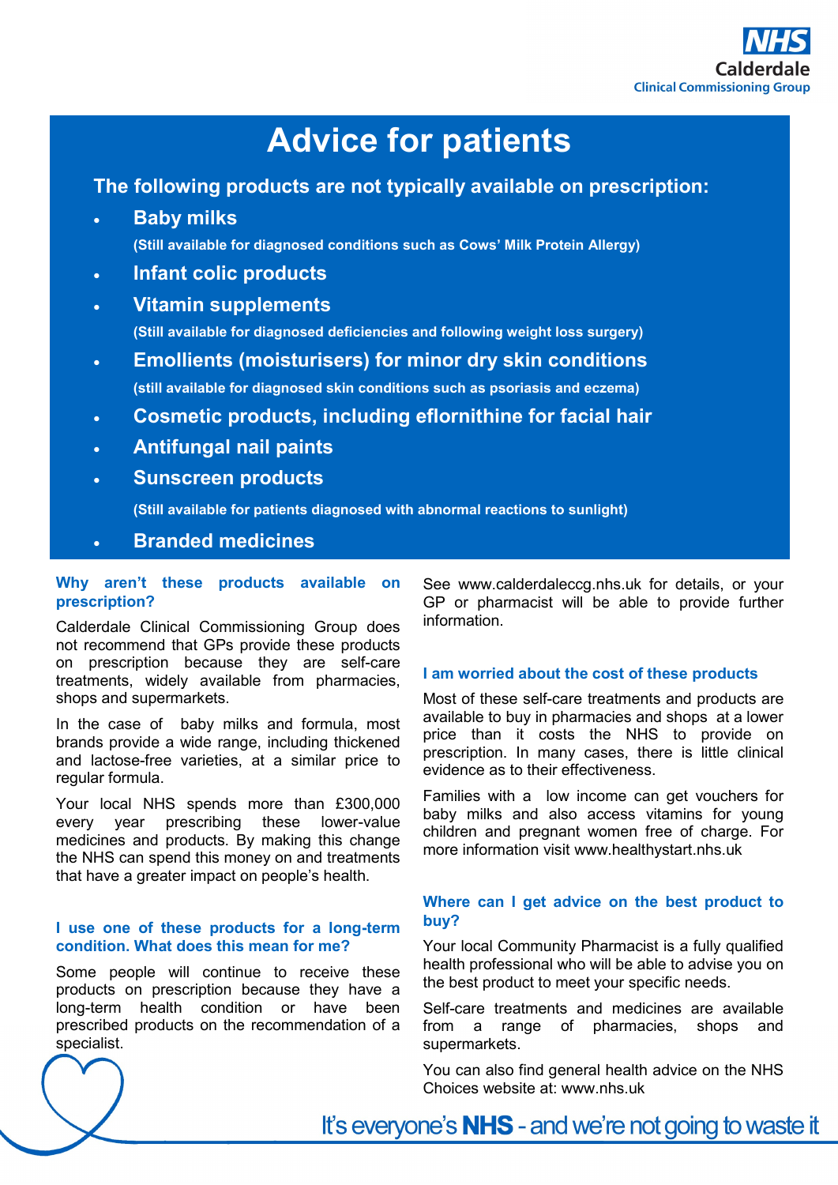NHS Calderdale Clinical Commissioning Group

# Advice for patients

**The following products are not typically available on prescription:**

- **Baby milks**
  (Still available for diagnosed conditions such as Cows' Milk Protein Allergy)
- **Infant colic products**
- **Vitamin supplements**
  (Still available for diagnosed deficiencies and following weight loss surgery)
- **Emollients (moisturisers) for minor dry skin conditions**
  (still available for diagnosed skin conditions such as psoriasis and eczema)
- **Cosmetic products, including eflornithine for facial hair**
- **Antifungal nail paints**
- **Sunscreen products**
  (Still available for patients diagnosed with abnormal reactions to sunlight)
- **Branded medicines**

### Why aren't these products available on prescription?

Calderdale Clinical Commissioning Group does not recommend that GPs provide these products on prescription because they are self-care treatments, widely available from pharmacies, shops and supermarkets.

In the case of baby milks and formula, most brands provide a wide range, including thickened and lactose-free varieties, at a similar price to regular formula.

Your local NHS spends more than £300,000 every year prescribing these lower-value medicines and products. By making this change the NHS can spend this money on and treatments that have a greater impact on people's health.

### I use one of these products for a long-term condition. What does this mean for me?

Some people will continue to receive these products on prescription because they have a long-term health condition or have been prescribed products on the recommendation of a specialist.

See www.calderdaleccg.nhs.uk for details, or your GP or pharmacist will be able to provide further information.

### I am worried about the cost of these products

Most of these self-care treatments and products are available to buy in pharmacies and shops at a lower price than it costs the NHS to provide on prescription. In many cases, there is little clinical evidence as to their effectiveness.

Families with a low income can get vouchers for baby milks and also access vitamins for young children and pregnant women free of charge. For more information visit www.healthystart.nhs.uk

### Where can I get advice on the best product to buy?

Your local Community Pharmacist is a fully qualified health professional who will be able to advise you on the best product to meet your specific needs.

Self-care treatments and medicines are available from a range of pharmacies, shops and supermarkets.

You can also find general health advice on the NHS Choices website at: www.nhs.uk

It's everyone's **NHS** - and we're not going to waste it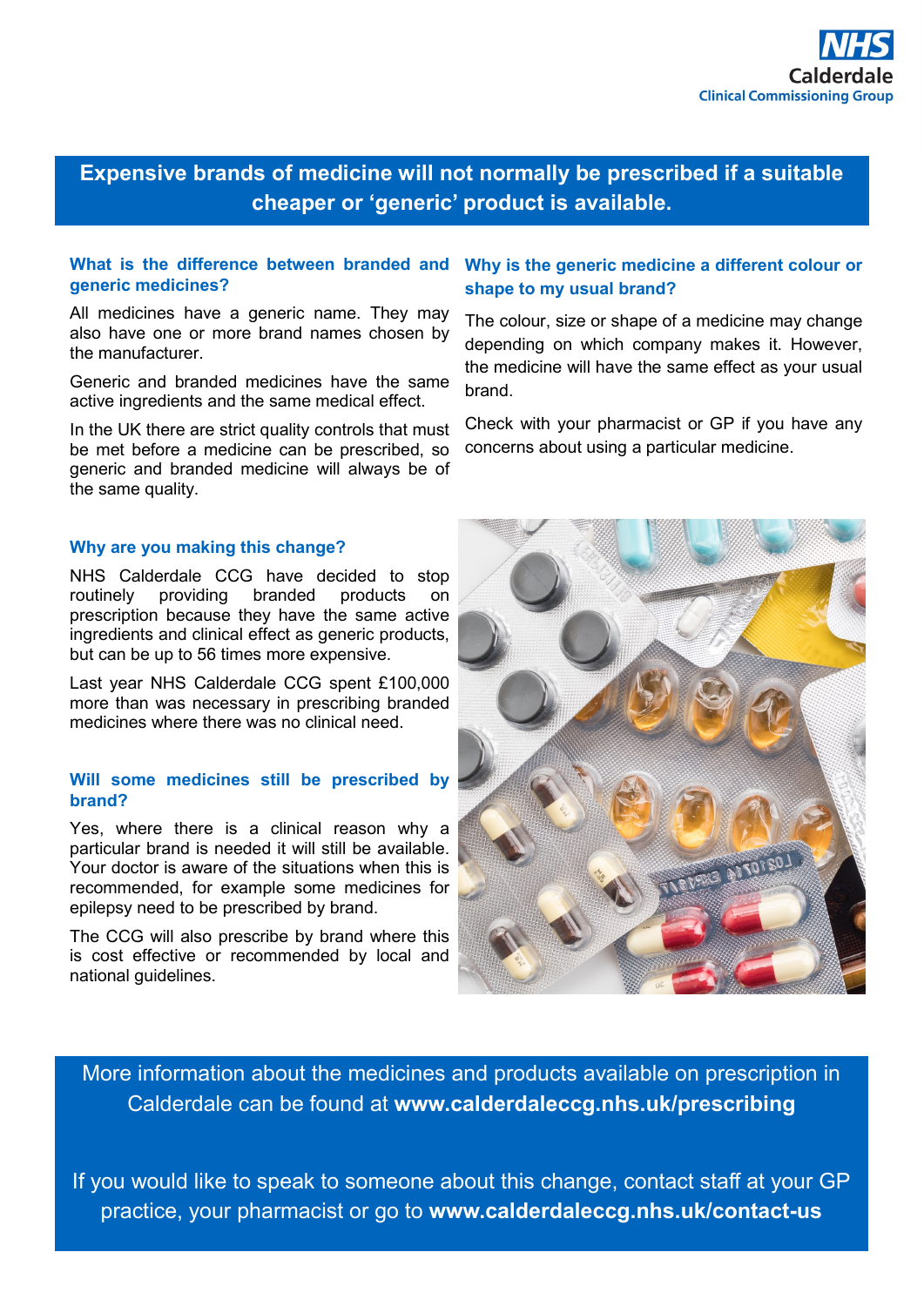NHS Calderdale
Clinical Commissioning Group

## Expensive brands of medicine will not normally be prescribed if a suitable cheaper or 'generic' product is available.

### What is the difference between branded and generic medicines?

All medicines have a generic name. They may also have one or more brand names chosen by the manufacturer.

Generic and branded medicines have the same active ingredients and the same medical effect.

In the UK there are strict quality controls that must be met before a medicine can be prescribed, so generic and branded medicine will always be of the same quality.

### Why is the generic medicine a different colour or shape to my usual brand?

The colour, size or shape of a medicine may change depending on which company makes it. However, the medicine will have the same effect as your usual brand.

Check with your pharmacist or GP if you have any concerns about using a particular medicine.

### Why are you making this change?

NHS Calderdale CCG have decided to stop routinely providing branded products on prescription because they have the same active ingredients and clinical effect as generic products, but can be up to 56 times more expensive.

Last year NHS Calderdale CCG spent £100,000 more than was necessary in prescribing branded medicines where there was no clinical need.

### Will some medicines still be prescribed by brand?

Yes, where there is a clinical reason why a particular brand is needed it will still be available. Your doctor is aware of the situations when this is recommended, for example some medicines for epilepsy need to be prescribed by brand.

The CCG will also prescribe by brand where this is cost effective or recommended by local and national guidelines.

More information about the medicines and products available on prescription in Calderdale can be found at **www.calderdaleccg.nhs.uk/prescribing**

If you would like to speak to someone about this change, contact staff at your GP practice, your pharmacist or go to **www.calderdaleccg.nhs.uk/contact-us**